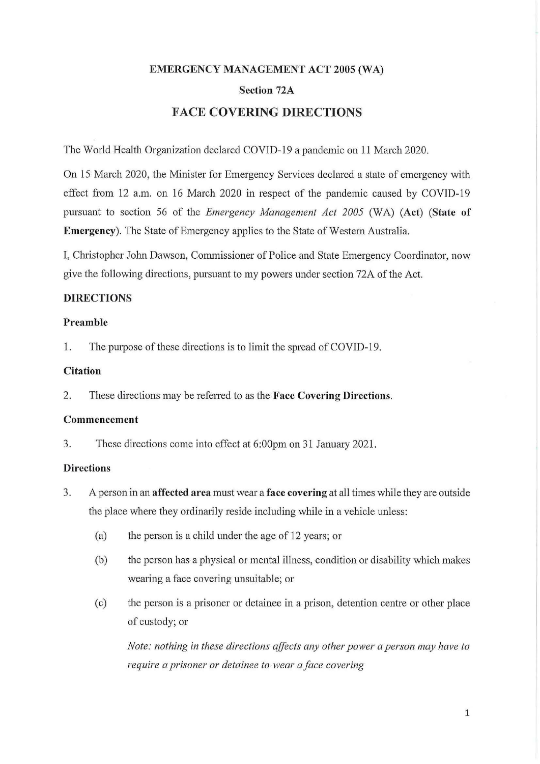**EMERGENCY MANAGEMENT ACT 2005 (WA)**

**Section 72A**

# FACE COVERING DIRECTIONS

The World Health Organization declared COVID-19 a pandemic on 11 March 2020.

On 15 March 2020, the Minister for Emergency Services declared a state of emergency with effect from 12 a.m. on 16 March 2020 in respect of the pandemic caused by COVID-19 pursuant to section 56 of the *Emergency Management Act 2005* (WA) (**Act**) (**State of Emergency**). The State of Emergency applies to the State of Western Australia.

I, Christopher John Dawson, Commissioner of Police and State Emergency Coordinator, now give the following directions, pursuant to my powers under section 72A of the Act.

## DIRECTIONS

### Preamble

1. The purpose of these directions is to limit the spread of COVID-19.

### Citation

2. These directions may be referred to as the **Face Covering Directions**.

### Commencement

3. These directions come into effect at 6:00pm on 31 January 2021.

### Directions

3. A person in an **affected area** must wear a **face covering** at all times while they are outside the place where they ordinarily reside including while in a vehicle unless:

   (a) the person is a child under the age of 12 years; or

   (b) the person has a physical or mental illness, condition or disability which makes wearing a face covering unsuitable; or

   (c) the person is a prisoner or detainee in a prison, detention centre or other place of custody; or

   *Note: nothing in these directions affects any other power a person may have to require a prisoner or detainee to wear a face covering*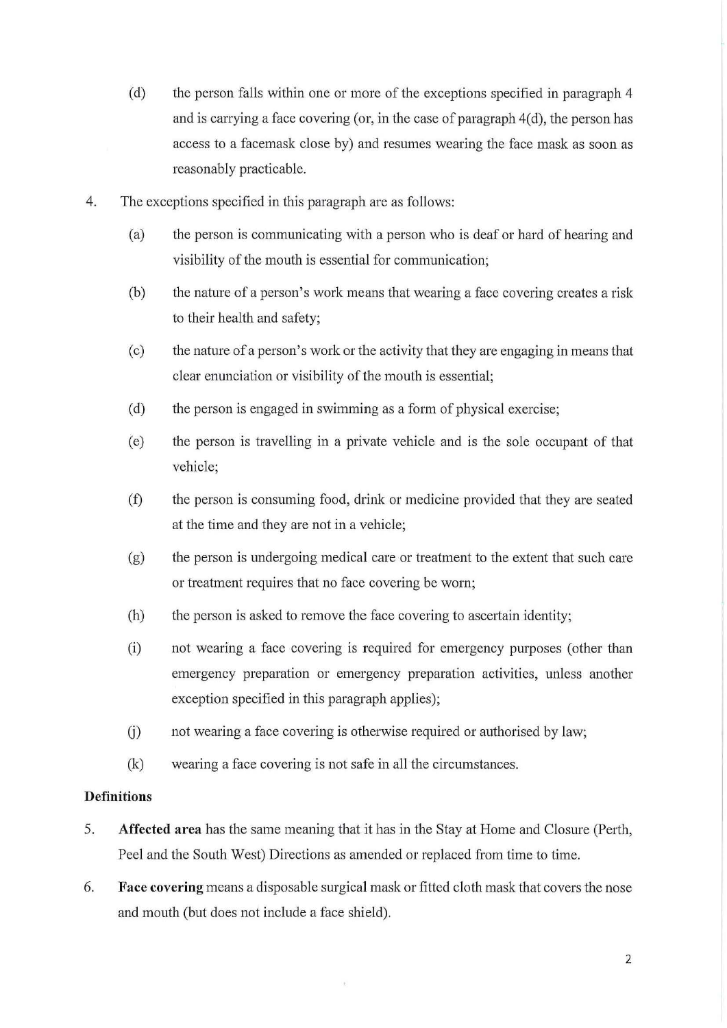(d) the person falls within one or more of the exceptions specified in paragraph 4 and is carrying a face covering (or, in the case of paragraph 4(d), the person has access to a facemask close by) and resumes wearing the face mask as soon as reasonably practicable.

4. The exceptions specified in this paragraph are as follows:

   (a) the person is communicating with a person who is deaf or hard of hearing and visibility of the mouth is essential for communication;

   (b) the nature of a person's work means that wearing a face covering creates a risk to their health and safety;

   (c) the nature of a person's work or the activity that they are engaging in means that clear enunciation or visibility of the mouth is essential;

   (d) the person is engaged in swimming as a form of physical exercise;

   (e) the person is travelling in a private vehicle and is the sole occupant of that vehicle;

   (f) the person is consuming food, drink or medicine provided that they are seated at the time and they are not in a vehicle;

   (g) the person is undergoing medical care or treatment to the extent that such care or treatment requires that no face covering be worn;

   (h) the person is asked to remove the face covering to ascertain identity;

   (i) not wearing a face covering is required for emergency purposes (other than emergency preparation or emergency preparation activities, unless another exception specified in this paragraph applies);

   (j) not wearing a face covering is otherwise required or authorised by law;

   (k) wearing a face covering is not safe in all the circumstances.

**Definitions**

5. **Affected area** has the same meaning that it has in the Stay at Home and Closure (Perth, Peel and the South West) Directions as amended or replaced from time to time.

6. **Face covering** means a disposable surgical mask or fitted cloth mask that covers the nose and mouth (but does not include a face shield).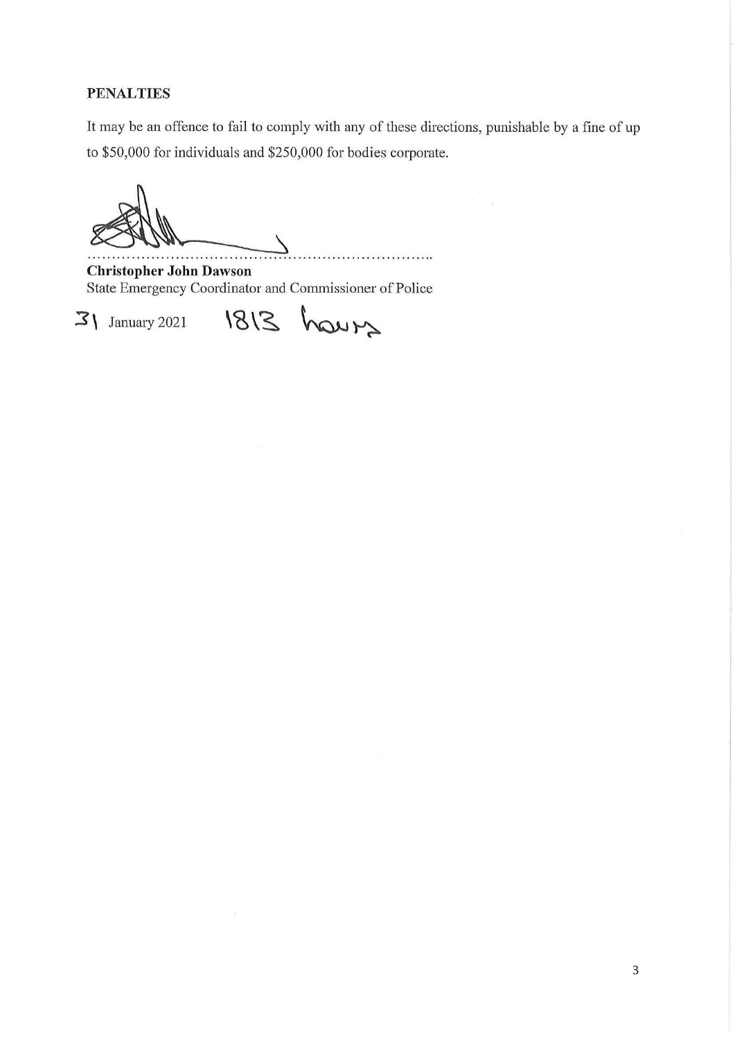**PENALTIES**

It may be an offence to fail to comply with any of these directions, punishable by a fine of up to $50,000 for individuals and $250,000 for bodies corporate.

**Christopher John Dawson**
State Emergency Coordinator and Commissioner of Police

31 January 2021 1813 hours